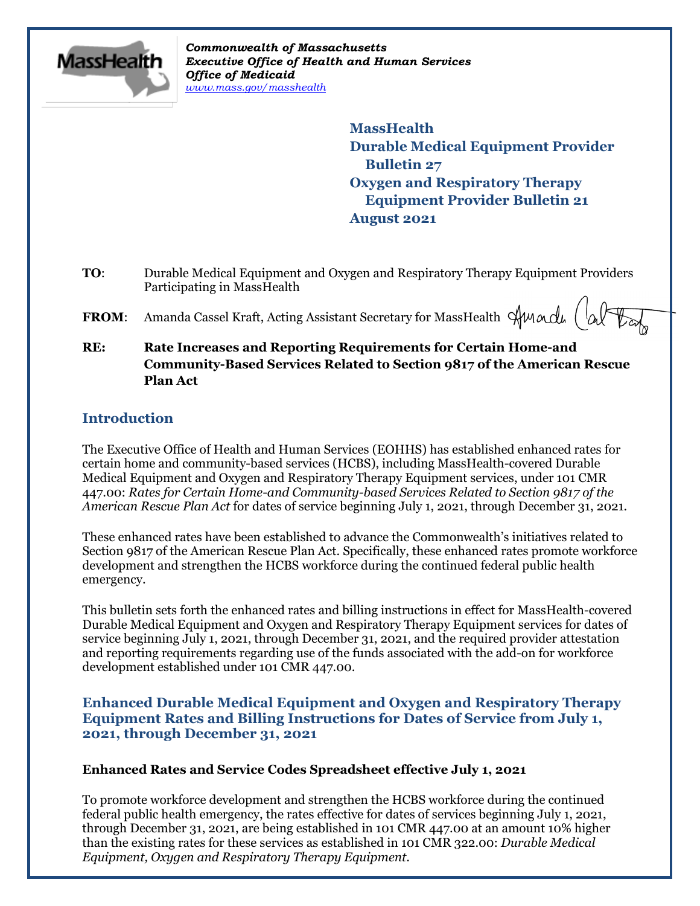*Commonwealth of Massachusetts*
*Executive Office of Health and Human Services*
*Office of Medicaid*
*www.mass.gov/masshealth*

**MassHealth**
**Durable Medical Equipment Provider Bulletin 27**
**Oxygen and Respiratory Therapy Equipment Provider Bulletin 21**
**August 2021**

**TO**: Durable Medical Equipment and Oxygen and Respiratory Therapy Equipment Providers Participating in MassHealth

**FROM**: Amanda Cassel Kraft, Acting Assistant Secretary for MassHealth

**RE: Rate Increases and Reporting Requirements for Certain Home-and Community-Based Services Related to Section 9817 of the American Rescue Plan Act**

## Introduction

The Executive Office of Health and Human Services (EOHHS) has established enhanced rates for certain home and community-based services (HCBS), including MassHealth-covered Durable Medical Equipment and Oxygen and Respiratory Therapy Equipment services, under 101 CMR 447.00: *Rates for Certain Home-and Community-based Services Related to Section 9817 of the American Rescue Plan Act* for dates of service beginning July 1, 2021, through December 31, 2021.

These enhanced rates have been established to advance the Commonwealth's initiatives related to Section 9817 of the American Rescue Plan Act. Specifically, these enhanced rates promote workforce development and strengthen the HCBS workforce during the continued federal public health emergency.

This bulletin sets forth the enhanced rates and billing instructions in effect for MassHealth-covered Durable Medical Equipment and Oxygen and Respiratory Therapy Equipment services for dates of service beginning July 1, 2021, through December 31, 2021, and the required provider attestation and reporting requirements regarding use of the funds associated with the add-on for workforce development established under 101 CMR 447.00.

## Enhanced Durable Medical Equipment and Oxygen and Respiratory Therapy Equipment Rates and Billing Instructions for Dates of Service from July 1, 2021, through December 31, 2021

### Enhanced Rates and Service Codes Spreadsheet effective July 1, 2021

To promote workforce development and strengthen the HCBS workforce during the continued federal public health emergency, the rates effective for dates of services beginning July 1, 2021, through December 31, 2021, are being established in 101 CMR 447.00 at an amount 10% higher than the existing rates for these services as established in 101 CMR 322.00: *Durable Medical Equipment, Oxygen and Respiratory Therapy Equipment*.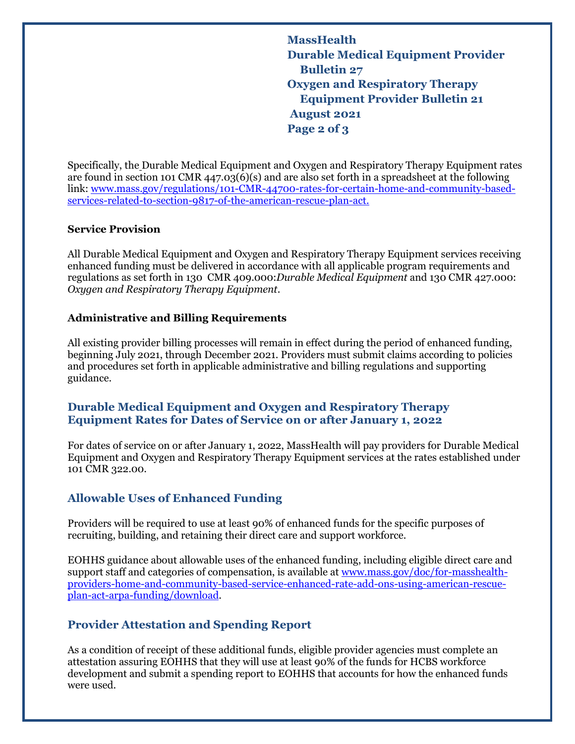Specifically, the Durable Medical Equipment and Oxygen and Respiratory Therapy Equipment rates are found in section 101 CMR 447.03(6)(s) and are also set forth in a spreadsheet at the following link: [www.mass.gov/regulations/101-CMR-44700-rates-for-certain-home-and-community-based-services-related-to-section-9817-of-the-american-rescue-plan-act.](www.mass.gov/regulations/101-CMR-44700-rates-for-certain-home-and-community-based-services-related-to-section-9817-of-the-american-rescue-plan-act)

**Service Provision**

All Durable Medical Equipment and Oxygen and Respiratory Therapy Equipment services receiving enhanced funding must be delivered in accordance with all applicable program requirements and regulations as set forth in 130 CMR 409.000:*Durable Medical Equipment* and 130 CMR 427.000: *Oxygen and Respiratory Therapy Equipment*.

**Administrative and Billing Requirements**

All existing provider billing processes will remain in effect during the period of enhanced funding, beginning July 2021, through December 2021. Providers must submit claims according to policies and procedures set forth in applicable administrative and billing regulations and supporting guidance.

## Durable Medical Equipment and Oxygen and Respiratory Therapy Equipment Rates for Dates of Service on or after January 1, 2022

For dates of service on or after January 1, 2022, MassHealth will pay providers for Durable Medical Equipment and Oxygen and Respiratory Therapy Equipment services at the rates established under 101 CMR 322.00.

## Allowable Uses of Enhanced Funding

Providers will be required to use at least 90% of enhanced funds for the specific purposes of recruiting, building, and retaining their direct care and support workforce.

EOHHS guidance about allowable uses of the enhanced funding, including eligible direct care and support staff and categories of compensation, is available at [www.mass.gov/doc/for-masshealth-providers-home-and-community-based-service-enhanced-rate-add-ons-using-american-rescue-plan-act-arpa-funding/download](www.mass.gov/doc/for-masshealth-providers-home-and-community-based-service-enhanced-rate-add-ons-using-american-rescue-plan-act-arpa-funding/download).

## Provider Attestation and Spending Report

As a condition of receipt of these additional funds, eligible provider agencies must complete an attestation assuring EOHHS that they will use at least 90% of the funds for HCBS workforce development and submit a spending report to EOHHS that accounts for how the enhanced funds were used.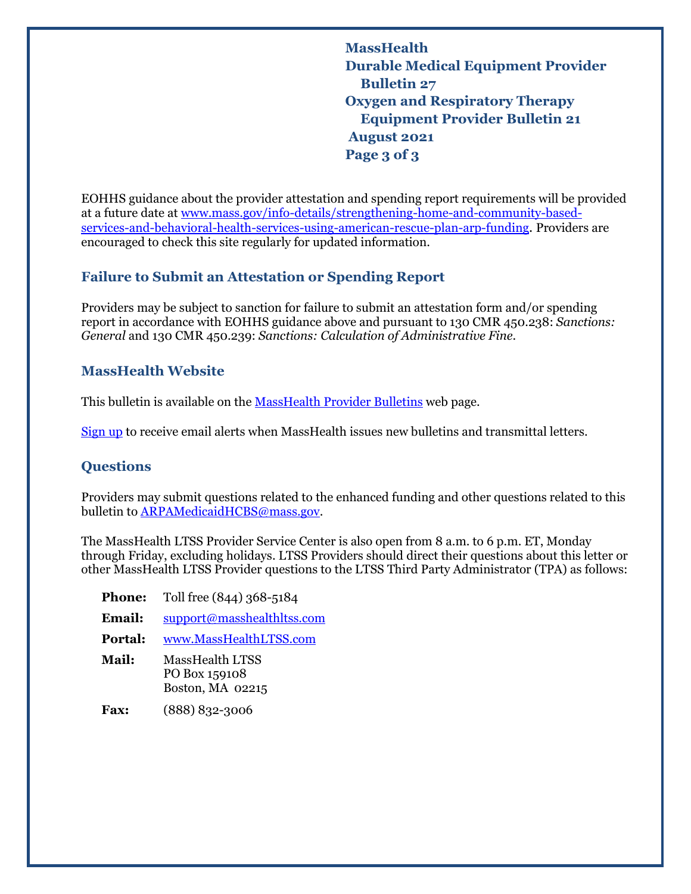EOHHS guidance about the provider attestation and spending report requirements will be provided at a future date at www.mass.gov/info-details/strengthening-home-and-community-based-services-and-behavioral-health-services-using-american-rescue-plan-arp-funding. Providers are encouraged to check this site regularly for updated information.

## Failure to Submit an Attestation or Spending Report

Providers may be subject to sanction for failure to submit an attestation form and/or spending report in accordance with EOHHS guidance above and pursuant to 130 CMR 450.238: *Sanctions: General* and 130 CMR 450.239: *Sanctions: Calculation of Administrative Fine*.

## MassHealth Website

This bulletin is available on the MassHealth Provider Bulletins web page.

Sign up to receive email alerts when MassHealth issues new bulletins and transmittal letters.

## Questions

Providers may submit questions related to the enhanced funding and other questions related to this bulletin to ARPAMedicaidHCBS@mass.gov.

The MassHealth LTSS Provider Service Center is also open from 8 a.m. to 6 p.m. ET, Monday through Friday, excluding holidays. LTSS Providers should direct their questions about this letter or other MassHealth LTSS Provider questions to the LTSS Third Party Administrator (TPA) as follows:

**Phone:** Toll free (844) 368-5184

**Email:** support@masshealthltss.com

**Portal:** www.MassHealthLTSS.com

**Mail:** MassHealth LTSS
PO Box 159108
Boston, MA 02215

**Fax:** (888) 832-3006